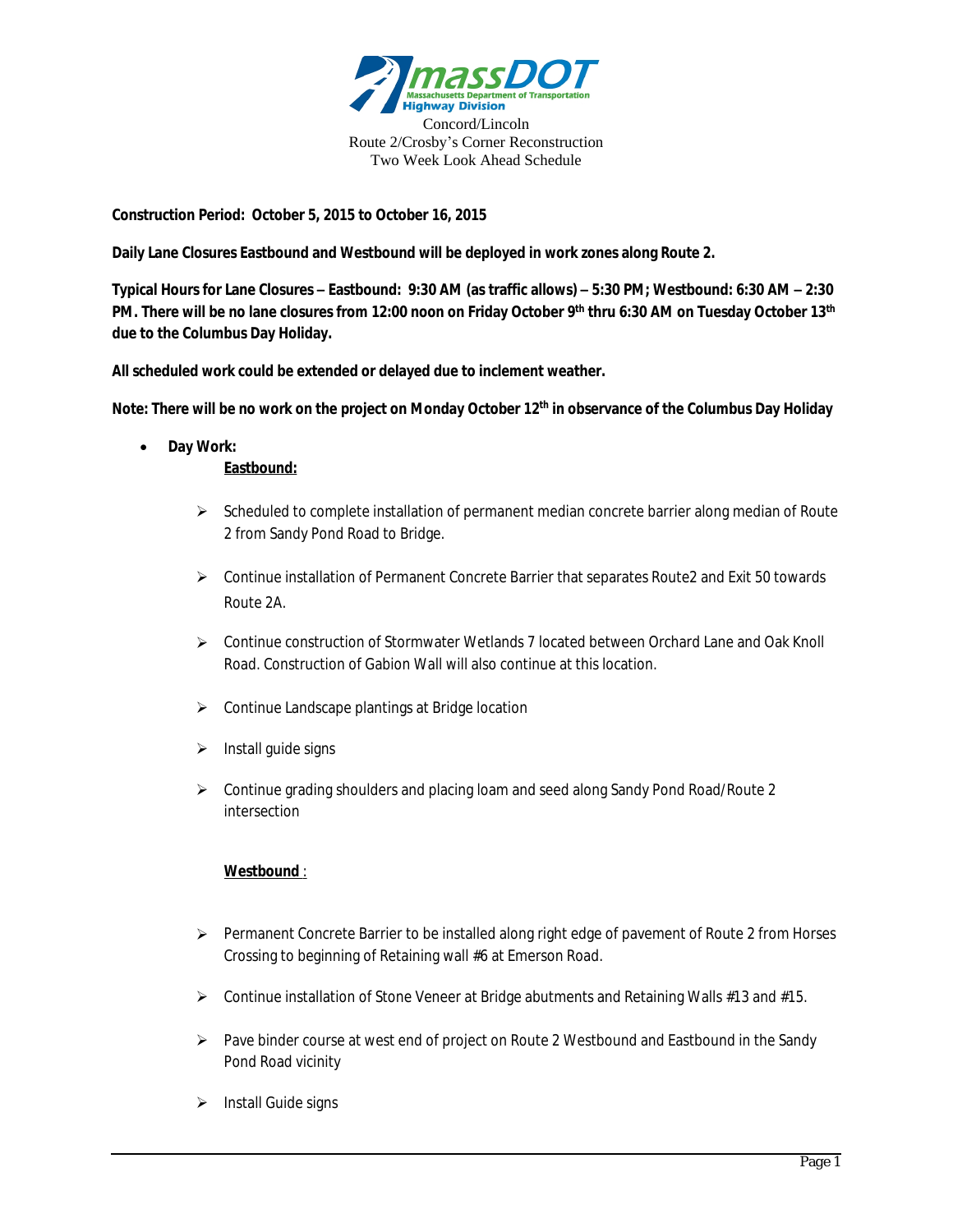Concord/Lincoln
Route 2/Crosby's Corner Reconstruction
Two Week Look Ahead Schedule

**Construction Period: October 5, 2015 to October 16, 2015**

**Daily Lane Closures Eastbound and Westbound will be deployed in work zones along Route 2.**

**Typical Hours for Lane Closures – Eastbound: 9:30 AM (as traffic allows) – 5:30 PM; Westbound: 6:30 AM – 2:30 PM. There will be no lane closures from 12:00 noon on Friday October 9th thru 6:30 AM on Tuesday October 13th due to the Columbus Day Holiday.**

**All scheduled work could be extended or delayed due to inclement weather.**

**Note: There will be no work on the project on Monday October 12th in observance of the Columbus Day Holiday**

- **Day Work:**

  **Eastbound:**

  - Scheduled to complete installation of permanent median concrete barrier along median of Route 2 from Sandy Pond Road to Bridge.
  - Continue installation of Permanent Concrete Barrier that separates Route2 and Exit 50 towards Route 2A.
  - Continue construction of Stormwater Wetlands 7 located between Orchard Lane and Oak Knoll Road. Construction of Gabion Wall will also continue at this location.
  - Continue Landscape plantings at Bridge location
  - Install guide signs
  - Continue grading shoulders and placing loam and seed along Sandy Pond Road/Route 2 intersection

  **Westbound** :

  - Permanent Concrete Barrier to be installed along right edge of pavement of Route 2 from Horses Crossing to beginning of Retaining wall #6 at Emerson Road.
  - Continue installation of Stone Veneer at Bridge abutments and Retaining Walls #13 and #15.
  - Pave binder course at west end of project on Route 2 Westbound and Eastbound in the Sandy Pond Road vicinity
  - Install Guide signs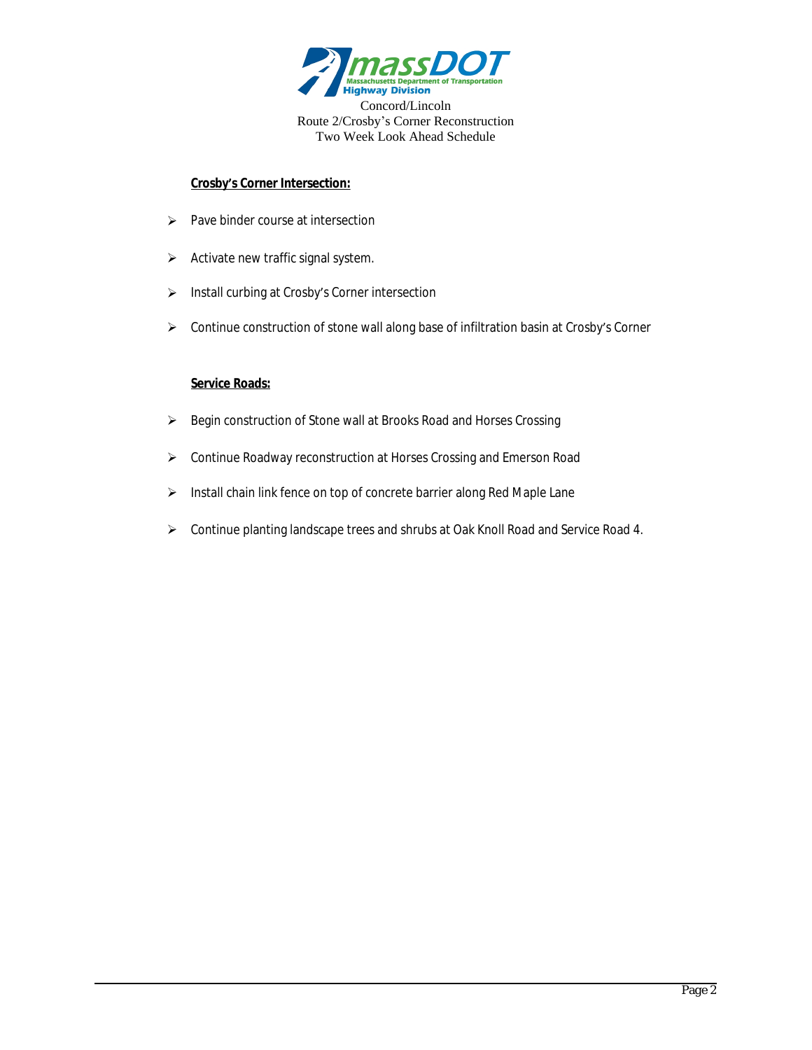Concord/Lincoln
Route 2/Crosby's Corner Reconstruction
Two Week Look Ahead Schedule

**Crosby's Corner Intersection:**

- Pave binder course at intersection
- Activate new traffic signal system.
- Install curbing at Crosby's Corner intersection
- Continue construction of stone wall along base of infiltration basin at Crosby's Corner

**Service Roads:**

- Begin construction of Stone wall at Brooks Road and Horses Crossing
- Continue Roadway reconstruction at Horses Crossing and Emerson Road
- Install chain link fence on top of concrete barrier along Red Maple Lane
- Continue planting landscape trees and shrubs at Oak Knoll Road and Service Road 4.